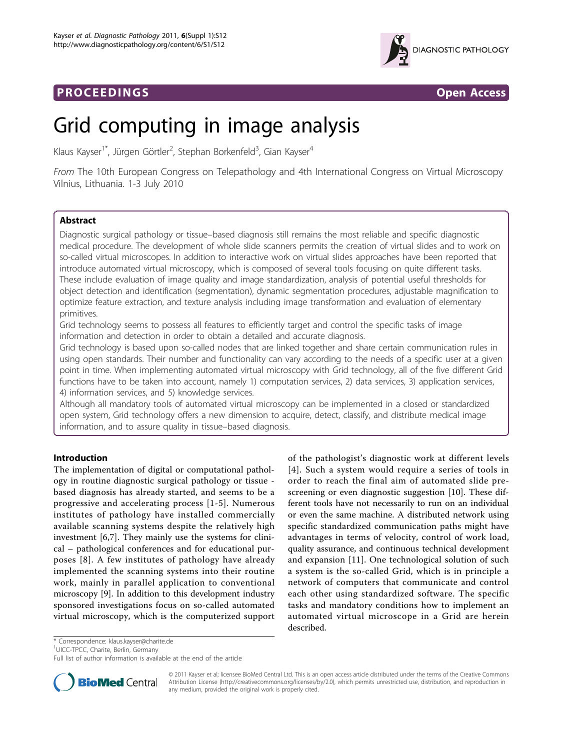PROCEEDINGS | Open Access

# Grid computing in image analysis

Klaus Kayser[1*], Jürgen Görtler[2], Stephan Borkenfeld[3], Gian Kayser[4]

*From* The 10th European Congress on Telepathology and 4th International Congress on Virtual Microscopy Vilnius, Lithuania. 1-3 July 2010

## Abstract

Diagnostic surgical pathology or tissue–based diagnosis still remains the most reliable and specific diagnostic medical procedure. The development of whole slide scanners permits the creation of virtual slides and to work on so-called virtual microscopes. In addition to interactive work on virtual slides approaches have been reported that introduce automated virtual microscopy, which is composed of several tools focusing on quite different tasks. These include evaluation of image quality and image standardization, analysis of potential useful thresholds for object detection and identification (segmentation), dynamic segmentation procedures, adjustable magnification to optimize feature extraction, and texture analysis including image transformation and evaluation of elementary primitives.

Grid technology seems to possess all features to efficiently target and control the specific tasks of image information and detection in order to obtain a detailed and accurate diagnosis.

Grid technology is based upon so-called nodes that are linked together and share certain communication rules in using open standards. Their number and functionality can vary according to the needs of a specific user at a given point in time. When implementing automated virtual microscopy with Grid technology, all of the five different Grid functions have to be taken into account, namely 1) computation services, 2) data services, 3) application services, 4) information services, and 5) knowledge services.

Although all mandatory tools of automated virtual microscopy can be implemented in a closed or standardized open system, Grid technology offers a new dimension to acquire, detect, classify, and distribute medical image information, and to assure quality in tissue–based diagnosis.

## Introduction

The implementation of digital or computational pathology in routine diagnostic surgical pathology or tissue - based diagnosis has already started, and seems to be a progressive and accelerating process [1-5]. Numerous institutes of pathology have installed commercially available scanning systems despite the relatively high investment [6,7]. They mainly use the systems for clinical – pathological conferences and for educational purposes [8]. A few institutes of pathology have already implemented the scanning systems into their routine work, mainly in parallel application to conventional microscopy [9]. In addition to this development industry sponsored investigations focus on so-called automated virtual microscopy, which is the computerized support of the pathologist's diagnostic work at different levels [4]. Such a system would require a series of tools in order to reach the final aim of automated slide pre-screening or even diagnostic suggestion [10]. These different tools have not necessarily to run on an individual or even the same machine. A distributed network using specific standardized communication paths might have advantages in terms of velocity, control of work load, quality assurance, and continuous technical development and expansion [11]. One technological solution of such a system is the so-called Grid, which is in principle a network of computers that communicate and control each other using standardized software. The specific tasks and mandatory conditions how to implement an automated virtual microscope in a Grid are herein described.

\* Correspondence: klaus.kayser@charite.de
[1]UICC-TPCC, Charite, Berlin, Germany
Full list of author information is available at the end of the article

© 2011 Kayser et al; licensee BioMed Central Ltd. This is an open access article distributed under the terms of the Creative Commons Attribution License (http://creativecommons.org/licenses/by/2.0), which permits unrestricted use, distribution, and reproduction in any medium, provided the original work is properly cited.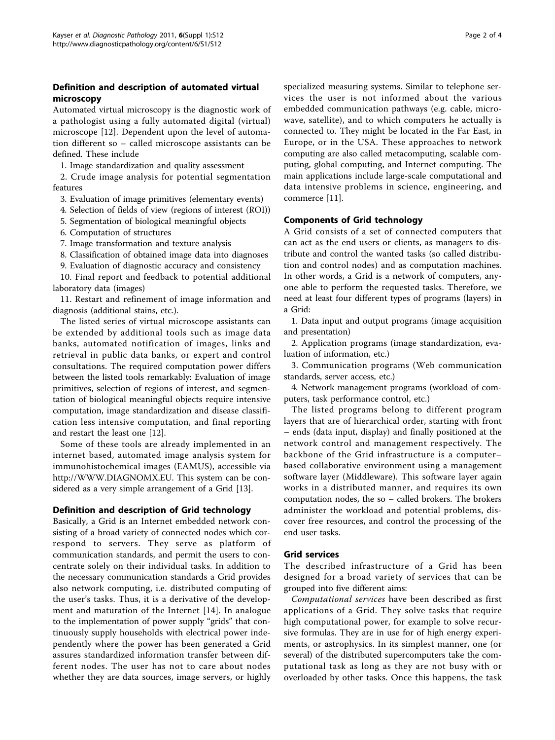## Definition and description of automated virtual microscopy

Automated virtual microscopy is the diagnostic work of a pathologist using a fully automated digital (virtual) microscope [12]. Dependent upon the level of automation different so – called microscope assistants can be defined. These include

1. Image standardization and quality assessment
2. Crude image analysis for potential segmentation features
3. Evaluation of image primitives (elementary events)
4. Selection of fields of view (regions of interest (ROI))
5. Segmentation of biological meaningful objects
6. Computation of structures
7. Image transformation and texture analysis
8. Classification of obtained image data into diagnoses
9. Evaluation of diagnostic accuracy and consistency
10. Final report and feedback to potential additional laboratory data (images)
11. Restart and refinement of image information and diagnosis (additional stains, etc.).

The listed series of virtual microscope assistants can be extended by additional tools such as image data banks, automated notification of images, links and retrieval in public data banks, or expert and control consultations. The required computation power differs between the listed tools remarkably: Evaluation of image primitives, selection of regions of interest, and segmentation of biological meaningful objects require intensive computation, image standardization and disease classification less intensive computation, and final reporting and restart the least one [12].

Some of these tools are already implemented in an internet based, automated image analysis system for immunohistochemical images (EAMUS), accessible via http://WWW.DIAGNOMX.EU. This system can be considered as a very simple arrangement of a Grid [13].

## Definition and description of Grid technology

Basically, a Grid is an Internet embedded network consisting of a broad variety of connected nodes which correspond to servers. They serve as platform of communication standards, and permit the users to concentrate solely on their individual tasks. In addition to the necessary communication standards a Grid provides also network computing, i.e. distributed computing of the user's tasks. Thus, it is a derivative of the development and maturation of the Internet [14]. In analogue to the implementation of power supply "grids" that continuously supply households with electrical power independently where the power has been generated a Grid assures standardized information transfer between different nodes. The user has not to care about nodes whether they are data sources, image servers, or highly specialized measuring systems. Similar to telephone services the user is not informed about the various embedded communication pathways (e.g. cable, microwave, satellite), and to which computers he actually is connected to. They might be located in the Far East, in Europe, or in the USA. These approaches to network computing are also called metacomputing, scalable computing, global computing, and Internet computing. The main applications include large-scale computational and data intensive problems in science, engineering, and commerce [11].

## Components of Grid technology

A Grid consists of a set of connected computers that can act as the end users or clients, as managers to distribute and control the wanted tasks (so called distribution and control nodes) and as computation machines. In other words, a Grid is a network of computers, anyone able to perform the requested tasks. Therefore, we need at least four different types of programs (layers) in a Grid:

1. Data input and output programs (image acquisition and presentation)
2. Application programs (image standardization, evaluation of information, etc.)
3. Communication programs (Web communication standards, server access, etc.)
4. Network management programs (workload of computers, task performance control, etc.)

The listed programs belong to different program layers that are of hierarchical order, starting with front – ends (data input, display) and finally positioned at the network control and management respectively. The backbone of the Grid infrastructure is a computer–based collaborative environment using a management software layer (Middleware). This software layer again works in a distributed manner, and requires its own computation nodes, the so – called brokers. The brokers administer the workload and potential problems, discover free resources, and control the processing of the end user tasks.

## Grid services

The described infrastructure of a Grid has been designed for a broad variety of services that can be grouped into five different aims:

*Computational services* have been described as first applications of a Grid. They solve tasks that require high computational power, for example to solve recursive formulas. They are in use for of high energy experiments, or astrophysics. In its simplest manner, one (or several) of the distributed supercomputers take the computational task as long as they are not busy with or overloaded by other tasks. Once this happens, the task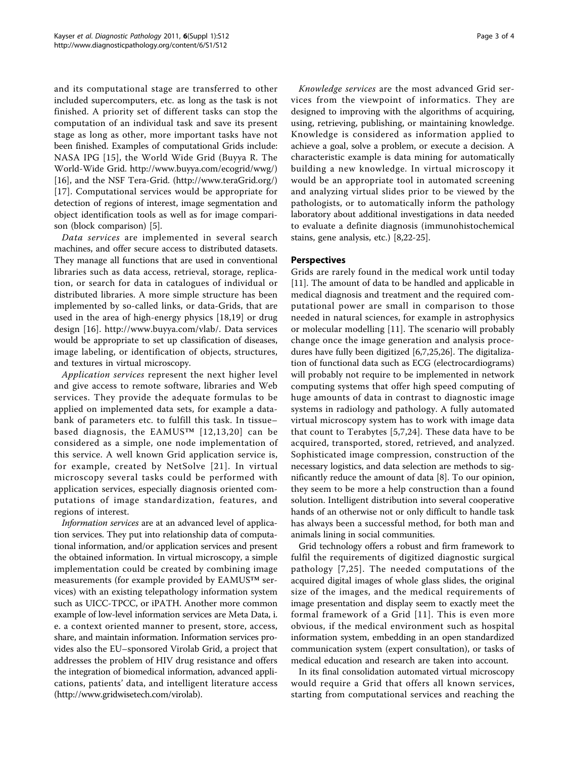and its computational stage are transferred to other included supercomputers, etc. as long as the task is not finished. A priority set of different tasks can stop the computation of an individual task and save its present stage as long as other, more important tasks have not been finished. Examples of computational Grids include: NASA IPG [15], the World Wide Grid (Buyya R. The World-Wide Grid. http://www.buyya.com/ecogrid/wwg/) [16], and the NSF Tera-Grid. (http://www.teraGrid.org/) [17]. Computational services would be appropriate for detection of regions of interest, image segmentation and object identification tools as well as for image comparison (block comparison) [5].

*Data services* are implemented in several search machines, and offer secure access to distributed datasets. They manage all functions that are used in conventional libraries such as data access, retrieval, storage, replication, or search for data in catalogues of individual or distributed libraries. A more simple structure has been implemented by so-called links, or data-Grids, that are used in the area of high-energy physics [18,19] or drug design [16]. http://www.buyya.com/vlab/. Data services would be appropriate to set up classification of diseases, image labeling, or identification of objects, structures, and textures in virtual microscopy.

*Application services* represent the next higher level and give access to remote software, libraries and Web services. They provide the adequate formulas to be applied on implemented data sets, for example a databank of parameters etc. to fulfill this task. In tissue–based diagnosis, the EAMUS™ [12,13,20] can be considered as a simple, one node implementation of this service. A well known Grid application service is, for example, created by NetSolve [21]. In virtual microscopy several tasks could be performed with application services, especially diagnosis oriented computations of image standardization, features, and regions of interest.

*Information services* are at an advanced level of application services. They put into relationship data of computational information, and/or application services and present the obtained information. In virtual microscopy, a simple implementation could be created by combining image measurements (for example provided by EAMUS™ services) with an existing telepathology information system such as UICC-TPCC, or iPATH. Another more common example of low-level information services are Meta Data, i. e. a context oriented manner to present, store, access, share, and maintain information. Information services provides also the EU–sponsored Virolab Grid, a project that addresses the problem of HIV drug resistance and offers the integration of biomedical information, advanced applications, patients' data, and intelligent literature access (http://www.gridwisetech.com/virolab).

*Knowledge services* are the most advanced Grid services from the viewpoint of informatics. They are designed to improving with the algorithms of acquiring, using, retrieving, publishing, or maintaining knowledge. Knowledge is considered as information applied to achieve a goal, solve a problem, or execute a decision. A characteristic example is data mining for automatically building a new knowledge. In virtual microscopy it would be an appropriate tool in automated screening and analyzing virtual slides prior to be viewed by the pathologists, or to automatically inform the pathology laboratory about additional investigations in data needed to evaluate a definite diagnosis (immunohistochemical stains, gene analysis, etc.) [8,22-25].

## Perspectives

Grids are rarely found in the medical work until today [11]. The amount of data to be handled and applicable in medical diagnosis and treatment and the required computational power are small in comparison to those needed in natural sciences, for example in astrophysics or molecular modelling [11]. The scenario will probably change once the image generation and analysis procedures have fully been digitized [6,7,25,26]. The digitalization of functional data such as ECG (electrocardiograms) will probably not require to be implemented in network computing systems that offer high speed computing of huge amounts of data in contrast to diagnostic image systems in radiology and pathology. A fully automated virtual microscopy system has to work with image data that count to Terabytes [5,7,24]. These data have to be acquired, transported, stored, retrieved, and analyzed. Sophisticated image compression, construction of the necessary logistics, and data selection are methods to significantly reduce the amount of data [8]. To our opinion, they seem to be more a help construction than a found solution. Intelligent distribution into several cooperative hands of an otherwise not or only difficult to handle task has always been a successful method, for both man and animals lining in social communities.

Grid technology offers a robust and firm framework to fulfil the requirements of digitized diagnostic surgical pathology [7,25]. The needed computations of the acquired digital images of whole glass slides, the original size of the images, and the medical requirements of image presentation and display seem to exactly meet the formal framework of a Grid [11]. This is even more obvious, if the medical environment such as hospital information system, embedding in an open standardized communication system (expert consultation), or tasks of medical education and research are taken into account.

In its final consolidation automated virtual microscopy would require a Grid that offers all known services, starting from computational services and reaching the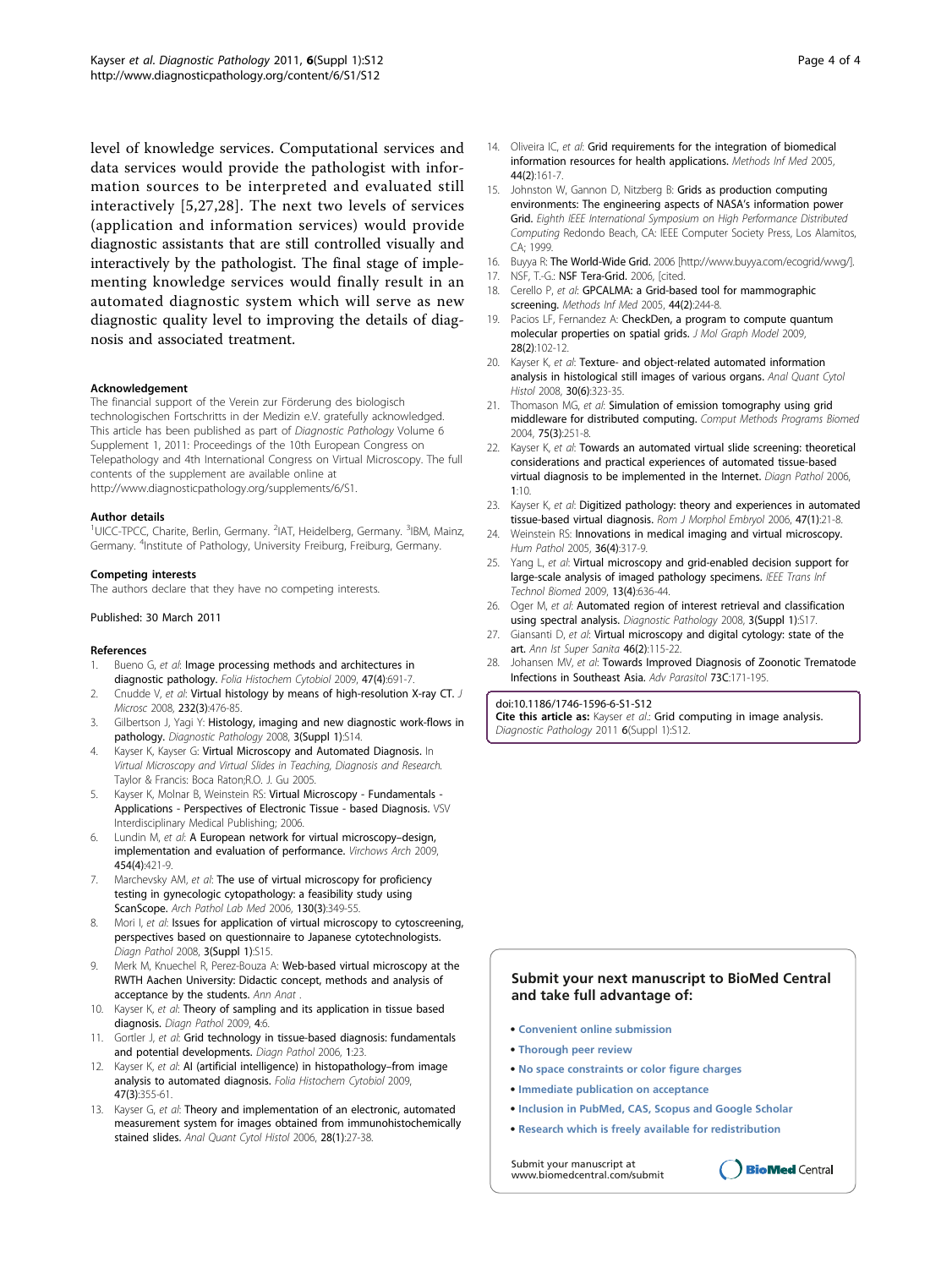level of knowledge services. Computational services and data services would provide the pathologist with information sources to be interpreted and evaluated still interactively [5,27,28]. The next two levels of services (application and information services) would provide diagnostic assistants that are still controlled visually and interactively by the pathologist. The final stage of implementing knowledge services would finally result in an automated diagnostic system which will serve as new diagnostic quality level to improving the details of diagnosis and associated treatment.

#### Acknowledgement

The financial support of the Verein zur Förderung des biologisch technologischen Fortschritts in der Medizin e.V. gratefully acknowledged. This article has been published as part of *Diagnostic Pathology* Volume 6 Supplement 1, 2011: Proceedings of the 10th European Congress on Telepathology and 4th International Congress on Virtual Microscopy. The full contents of the supplement are available online at http://www.diagnosticpathology.org/supplements/6/S1.

#### Author details

[1]UICC-TPCC, Charite, Berlin, Germany. [2]IAT, Heidelberg, Germany. [3]IBM, Mainz, Germany. [4]Institute of Pathology, University Freiburg, Freiburg, Germany.

#### Competing interests

The authors declare that they have no competing interests.

Published: 30 March 2011

#### References

1. Bueno G, *et al*: **Image processing methods and architectures in diagnostic pathology.** *Folia Histochem Cytobiol* 2009, **47(4)**:691-7.
2. Cnudde V, *et al*: **Virtual histology by means of high-resolution X-ray CT.** *J Microsc* 2008, **232(3)**:476-85.
3. Gilbertson J, Yagi Y: **Histology, imaging and new diagnostic work-flows in pathology.** *Diagnostic Pathology* 2008, **3(Suppl 1)**:S14.
4. Kayser K, Kayser G: **Virtual Microscopy and Automated Diagnosis.** In *Virtual Microscopy and Virtual Slides in Teaching, Diagnosis and Research*. Taylor & Francis: Boca Raton;R.O. J. Gu 2005.
5. Kayser K, Molnar B, Weinstein RS: **Virtual Microscopy - Fundamentals - Applications - Perspectives of Electronic Tissue - based Diagnosis.** VSV Interdisciplinary Medical Publishing; 2006.
6. Lundin M, *et al*: **A European network for virtual microscopy–design, implementation and evaluation of performance.** *Virchows Arch* 2009, **454(4)**:421-9.
7. Marchevsky AM, *et al*: **The use of virtual microscopy for proficiency testing in gynecologic cytopathology: a feasibility study using ScanScope.** *Arch Pathol Lab Med* 2006, **130(3)**:349-55.
8. Mori I, *et al*: **Issues for application of virtual microscopy to cytoscreening, perspectives based on questionnaire to Japanese cytotechnologists.** *Diagn Pathol* 2008, **3(Suppl 1)**:S15.
9. Merk M, Knuechel R, Perez-Bouza A: **Web-based virtual microscopy at the RWTH Aachen University: Didactic concept, methods and analysis of acceptance by the students.** *Ann Anat* .
10. Kayser K, *et al*: **Theory of sampling and its application in tissue based diagnosis.** *Diagn Pathol* 2009, **4**:6.
11. Gortler J, *et al*: **Grid technology in tissue-based diagnosis: fundamentals and potential developments.** *Diagn Pathol* 2006, **1**:23.
12. Kayser K, *et al*: **AI (artificial intelligence) in histopathology–from image analysis to automated diagnosis.** *Folia Histochem Cytobiol* 2009, **47(3)**:355-61.
13. Kayser G, *et al*: **Theory and implementation of an electronic, automated measurement system for images obtained from immunohistochemically stained slides.** *Anal Quant Cytol Histol* 2006, **28(1)**:27-38.
14. Oliveira IC, *et al*: **Grid requirements for the integration of biomedical information resources for health applications.** *Methods Inf Med* 2005, **44(2)**:161-7.
15. Johnston W, Gannon D, Nitzberg B: **Grids as production computing environments: The engineering aspects of NASA's information power Grid.** *Eighth IEEE International Symposium on High Performance Distributed Computing* Redondo Beach, CA: IEEE Computer Society Press, Los Alamitos, CA; 1999.
16. Buyya R: **The World-Wide Grid.** 2006 [http://www.buyya.com/ecogrid/wwg/].
17. NSF, T.-G.: **NSF Tera-Grid.** 2006, [cited.
18. Cerello P, *et al*: **GPCALMA: a Grid-based tool for mammographic screening.** *Methods Inf Med* 2005, **44(2)**:244-8.
19. Pacios LF, Fernandez A: **CheckDen, a program to compute quantum molecular properties on spatial grids.** *J Mol Graph Model* 2009, **28(2)**:102-12.
20. Kayser K, *et al*: **Texture- and object-related automated information analysis in histological still images of various organs.** *Anal Quant Cytol Histol* 2008, **30(6)**:323-35.
21. Thomason MG, *et al*: **Simulation of emission tomography using grid middleware for distributed computing.** *Comput Methods Programs Biomed* 2004, **75(3)**:251-8.
22. Kayser K, *et al*: **Towards an automated virtual slide screening: theoretical considerations and practical experiences of automated tissue-based virtual diagnosis to be implemented in the Internet.** *Diagn Pathol* 2006, **1**:10.
23. Kayser K, *et al*: **Digitized pathology: theory and experiences in automated tissue-based virtual diagnosis.** *Rom J Morphol Embryol* 2006, **47(1)**:21-8.
24. Weinstein RS: **Innovations in medical imaging and virtual microscopy.** *Hum Pathol* 2005, **36(4)**:317-9.
25. Yang L, *et al*: **Virtual microscopy and grid-enabled decision support for large-scale analysis of imaged pathology specimens.** *IEEE Trans Inf Technol Biomed* 2009, **13(4)**:636-44.
26. Oger M, *et al*: **Automated region of interest retrieval and classification using spectral analysis.** *Diagnostic Pathology* 2008, **3(Suppl 1)**:S17.
27. Giansanti D, *et al*: **Virtual microscopy and digital cytology: state of the art.** *Ann Ist Super Sanita* **46(2)**:115-22.
28. Johansen MV, *et al*: **Towards Improved Diagnosis of Zoonotic Trematode Infections in Southeast Asia.** *Adv Parasitol* **73C**:171-195.

doi:10.1186/1746-1596-6-S1-S12
**Cite this article as:** Kayser *et al.*: Grid computing in image analysis. *Diagnostic Pathology* 2011 **6**(Suppl 1):S12.

**Submit your next manuscript to BioMed Central and take full advantage of:**

- Convenient online submission
- Thorough peer review
- No space constraints or color figure charges
- Immediate publication on acceptance
- Inclusion in PubMed, CAS, Scopus and Google Scholar
- Research which is freely available for redistribution

Submit your manuscript at
www.biomedcentral.com/submit

BioMed Central